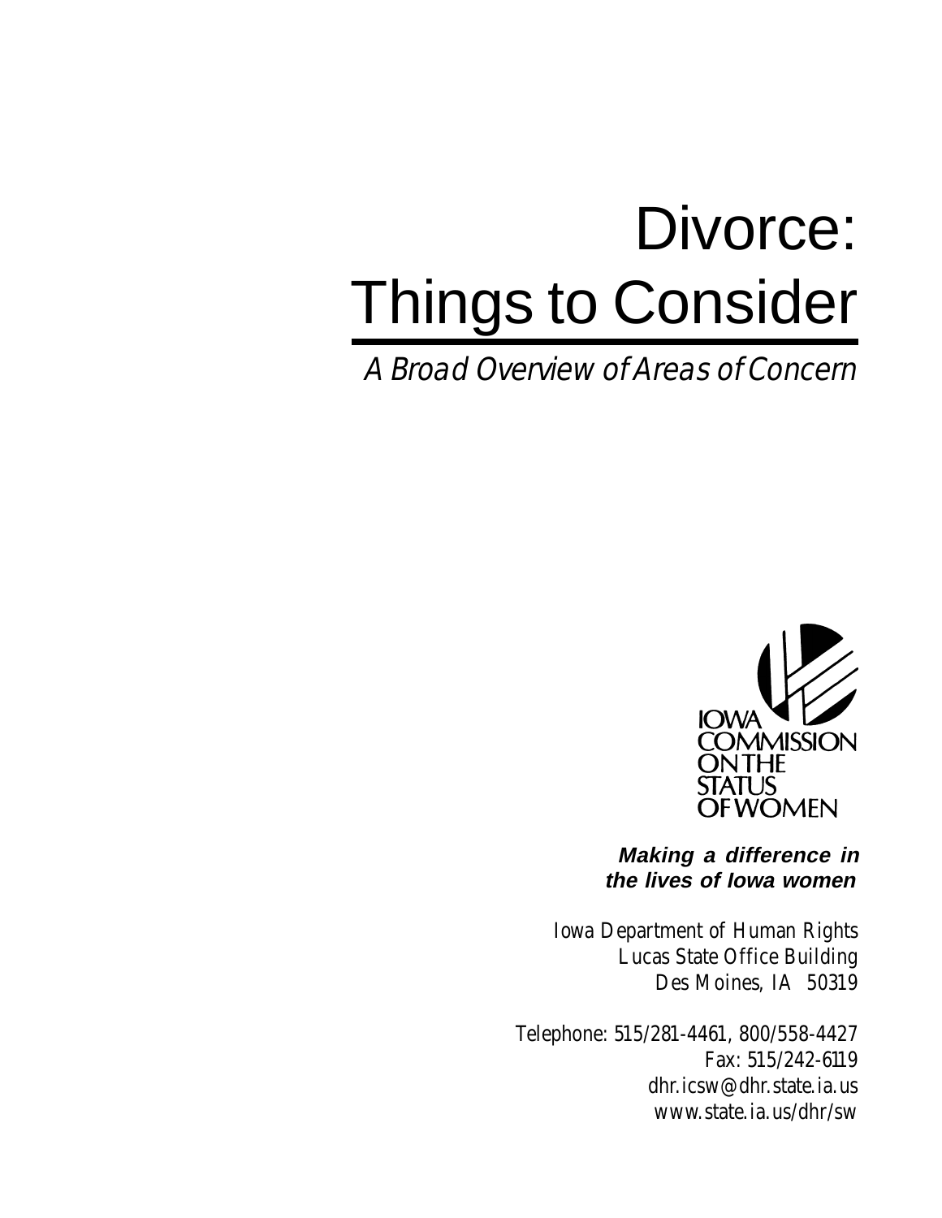# Divorce: Things to Consider

*A Broad Overview of Areas of Concern*

IOWA COMMISSION ON THE STATUS OF WOMEN

***Making a difference in the lives of Iowa women***

Iowa Department of Human Rights
Lucas State Office Building
Des Moines, IA 50319

Telephone: 515/281-4461, 800/558-4427
Fax: 515/242-6119
dhr.icsw@dhr.state.ia.us
www.state.ia.us/dhr/sw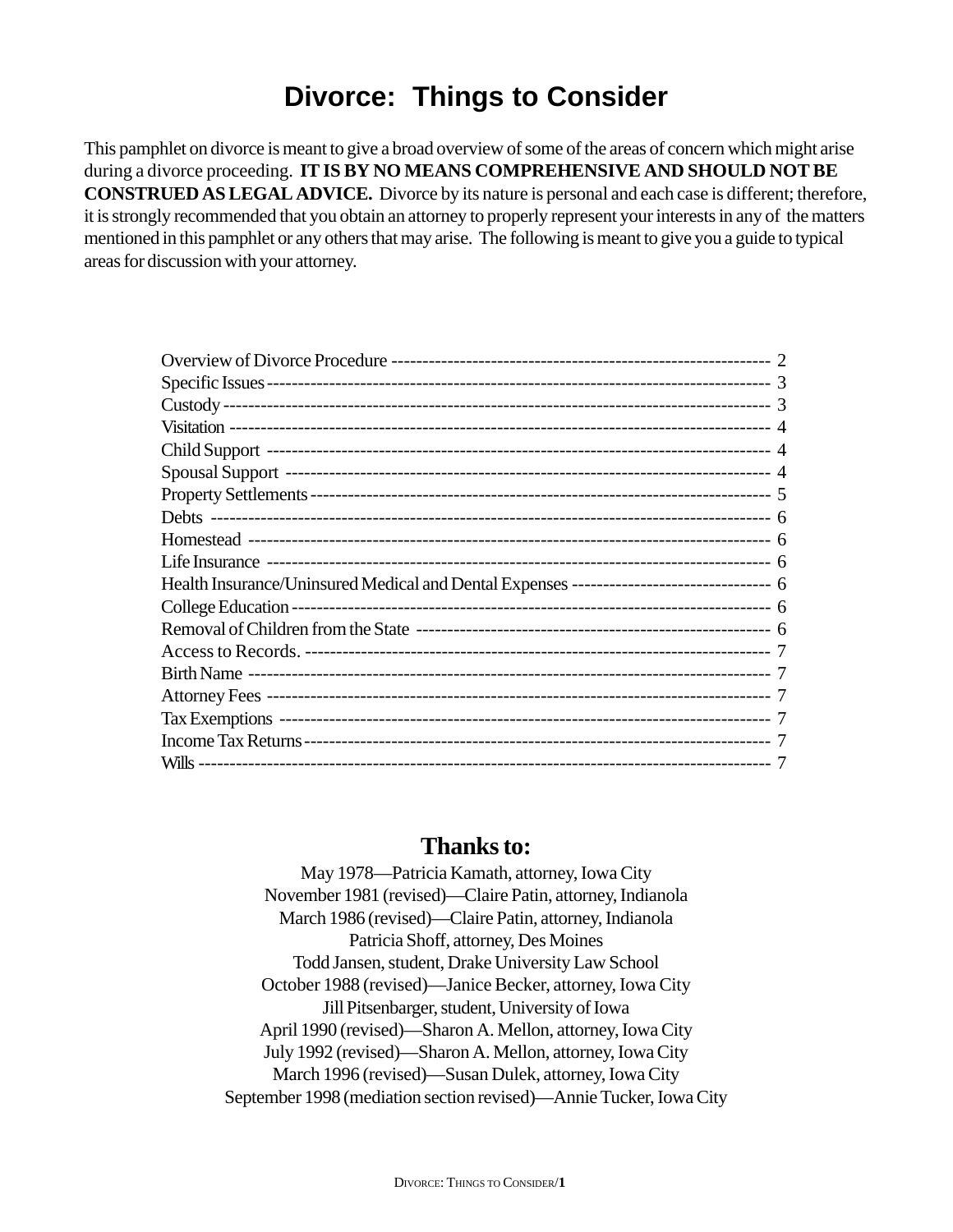# Divorce: Things to Consider

This pamphlet on divorce is meant to give a broad overview of some of the areas of concern which might arise during a divorce proceeding. **IT IS BY NO MEANS COMPREHENSIVE AND SHOULD NOT BE CONSTRUED AS LEGAL ADVICE.** Divorce by its nature is personal and each case is different; therefore, it is strongly recommended that you obtain an attorney to properly represent your interests in any of the matters mentioned in this pamphlet or any others that may arise. The following is meant to give you a guide to typical areas for discussion with your attorney.

| | |
|---|---|
| Overview of Divorce Procedure | 2 |
| Specific Issues | 3 |
| Custody | 3 |
| Visitation | 4 |
| Child Support | 4 |
| Spousal Support | 4 |
| Property Settlements | 5 |
| Debts | 6 |
| Homestead | 6 |
| Life Insurance | 6 |
| Health Insurance/Uninsured Medical and Dental Expenses | 6 |
| College Education | 6 |
| Removal of Children from the State | 6 |
| Access to Records. | 7 |
| Birth Name | 7 |
| Attorney Fees | 7 |
| Tax Exemptions | 7 |
| Income Tax Returns | 7 |
| Wills | 7 |

## Thanks to:

May 1978—Patricia Kamath, attorney, Iowa City
November 1981 (revised)—Claire Patin, attorney, Indianola
March 1986 (revised)—Claire Patin, attorney, Indianola
Patricia Shoff, attorney, Des Moines
Todd Jansen, student, Drake University Law School
October 1988 (revised)—Janice Becker, attorney, Iowa City
Jill Pitsenbarger, student, University of Iowa
April 1990 (revised)—Sharon A. Mellon, attorney, Iowa City
July 1992 (revised)—Sharon A. Mellon, attorney, Iowa City
March 1996 (revised)—Susan Dulek, attorney, Iowa City
September 1998 (mediation section revised)—Annie Tucker, Iowa City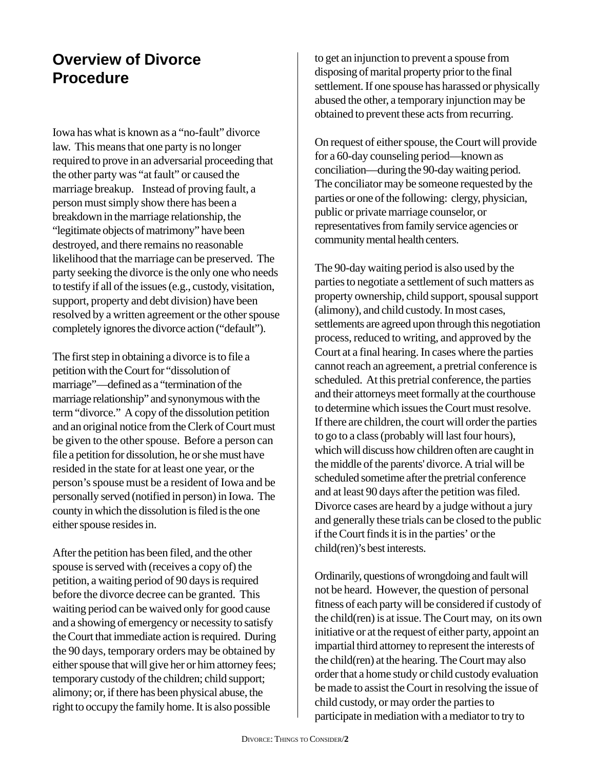# Overview of Divorce Procedure

Iowa has what is known as a "no-fault" divorce law. This means that one party is no longer required to prove in an adversarial proceeding that the other party was "at fault" or caused the marriage breakup. Instead of proving fault, a person must simply show there has been a breakdown in the marriage relationship, the "legitimate objects of matrimony" have been destroyed, and there remains no reasonable likelihood that the marriage can be preserved. The party seeking the divorce is the only one who needs to testify if all of the issues (e.g., custody, visitation, support, property and debt division) have been resolved by a written agreement or the other spouse completely ignores the divorce action ("default").

The first step in obtaining a divorce is to file a petition with the Court for "dissolution of marriage"—defined as a "termination of the marriage relationship" and synonymous with the term "divorce." A copy of the dissolution petition and an original notice from the Clerk of Court must be given to the other spouse. Before a person can file a petition for dissolution, he or she must have resided in the state for at least one year, or the person's spouse must be a resident of Iowa and be personally served (notified in person) in Iowa. The county in which the dissolution is filed is the one either spouse resides in.

After the petition has been filed, and the other spouse is served with (receives a copy of) the petition, a waiting period of 90 days is required before the divorce decree can be granted. This waiting period can be waived only for good cause and a showing of emergency or necessity to satisfy the Court that immediate action is required. During the 90 days, temporary orders may be obtained by either spouse that will give her or him attorney fees; temporary custody of the children; child support; alimony; or, if there has been physical abuse, the right to occupy the family home. It is also possible to get an injunction to prevent a spouse from disposing of marital property prior to the final settlement. If one spouse has harassed or physically abused the other, a temporary injunction may be obtained to prevent these acts from recurring.

On request of either spouse, the Court will provide for a 60-day counseling period—known as conciliation—during the 90-day waiting period. The conciliator may be someone requested by the parties or one of the following: clergy, physician, public or private marriage counselor, or representatives from family service agencies or community mental health centers.

The 90-day waiting period is also used by the parties to negotiate a settlement of such matters as property ownership, child support, spousal support (alimony), and child custody. In most cases, settlements are agreed upon through this negotiation process, reduced to writing, and approved by the Court at a final hearing. In cases where the parties cannot reach an agreement, a pretrial conference is scheduled. At this pretrial conference, the parties and their attorneys meet formally at the courthouse to determine which issues the Court must resolve. If there are children, the court will order the parties to go to a class (probably will last four hours), which will discuss how children often are caught in the middle of the parents' divorce. A trial will be scheduled sometime after the pretrial conference and at least 90 days after the petition was filed. Divorce cases are heard by a judge without a jury and generally these trials can be closed to the public if the Court finds it is in the parties' or the child(ren)'s best interests.

Ordinarily, questions of wrongdoing and fault will not be heard. However, the question of personal fitness of each party will be considered if custody of the child(ren) is at issue. The Court may, on its own initiative or at the request of either party, appoint an impartial third attorney to represent the interests of the child(ren) at the hearing. The Court may also order that a home study or child custody evaluation be made to assist the Court in resolving the issue of child custody, or may order the parties to participate in mediation with a mediator to try to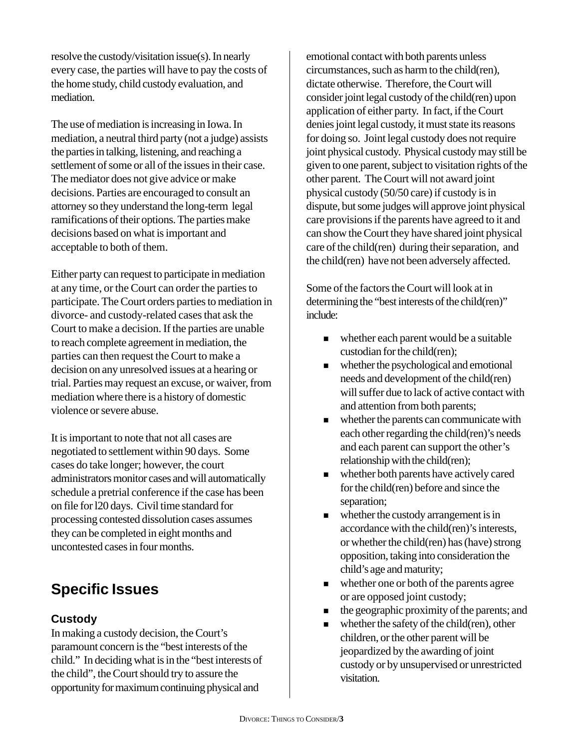resolve the custody/visitation issue(s). In nearly every case, the parties will have to pay the costs of the home study, child custody evaluation, and mediation.

The use of mediation is increasing in Iowa. In mediation, a neutral third party (not a judge) assists the parties in talking, listening, and reaching a settlement of some or all of the issues in their case. The mediator does not give advice or make decisions. Parties are encouraged to consult an attorney so they understand the long-term legal ramifications of their options. The parties make decisions based on what is important and acceptable to both of them.

Either party can request to participate in mediation at any time, or the Court can order the parties to participate. The Court orders parties to mediation in divorce- and custody-related cases that ask the Court to make a decision. If the parties are unable to reach complete agreement in mediation, the parties can then request the Court to make a decision on any unresolved issues at a hearing or trial. Parties may request an excuse, or waiver, from mediation where there is a history of domestic violence or severe abuse.

It is important to note that not all cases are negotiated to settlement within 90 days. Some cases do take longer; however, the court administrators monitor cases and will automatically schedule a pretrial conference if the case has been on file for l20 days. Civil time standard for processing contested dissolution cases assumes they can be completed in eight months and uncontested cases in four months.

## Specific Issues

### Custody

In making a custody decision, the Court's paramount concern is the "best interests of the child." In deciding what is in the "best interests of the child", the Court should try to assure the opportunity for maximum continuing physical and emotional contact with both parents unless circumstances, such as harm to the child(ren), dictate otherwise. Therefore, the Court will consider joint legal custody of the child(ren) upon application of either party. In fact, if the Court denies joint legal custody, it must state its reasons for doing so. Joint legal custody does not require joint physical custody. Physical custody may still be given to one parent, subject to visitation rights of the other parent. The Court will not award joint physical custody (50/50 care) if custody is in dispute, but some judges will approve joint physical care provisions if the parents have agreed to it and can show the Court they have shared joint physical care of the child(ren) during their separation, and the child(ren) have not been adversely affected.

Some of the factors the Court will look at in determining the "best interests of the child(ren)" include:

- whether each parent would be a suitable custodian for the child(ren);
- whether the psychological and emotional needs and development of the child(ren) will suffer due to lack of active contact with and attention from both parents;
- whether the parents can communicate with each other regarding the child(ren)'s needs and each parent can support the other's relationship with the child(ren);
- whether both parents have actively cared for the child(ren) before and since the separation;
- whether the custody arrangement is in accordance with the child(ren)'s interests, or whether the child(ren) has (have) strong opposition, taking into consideration the child's age and maturity;
- whether one or both of the parents agree or are opposed joint custody;
- the geographic proximity of the parents; and
- whether the safety of the child(ren), other children, or the other parent will be jeopardized by the awarding of joint custody or by unsupervised or unrestricted visitation.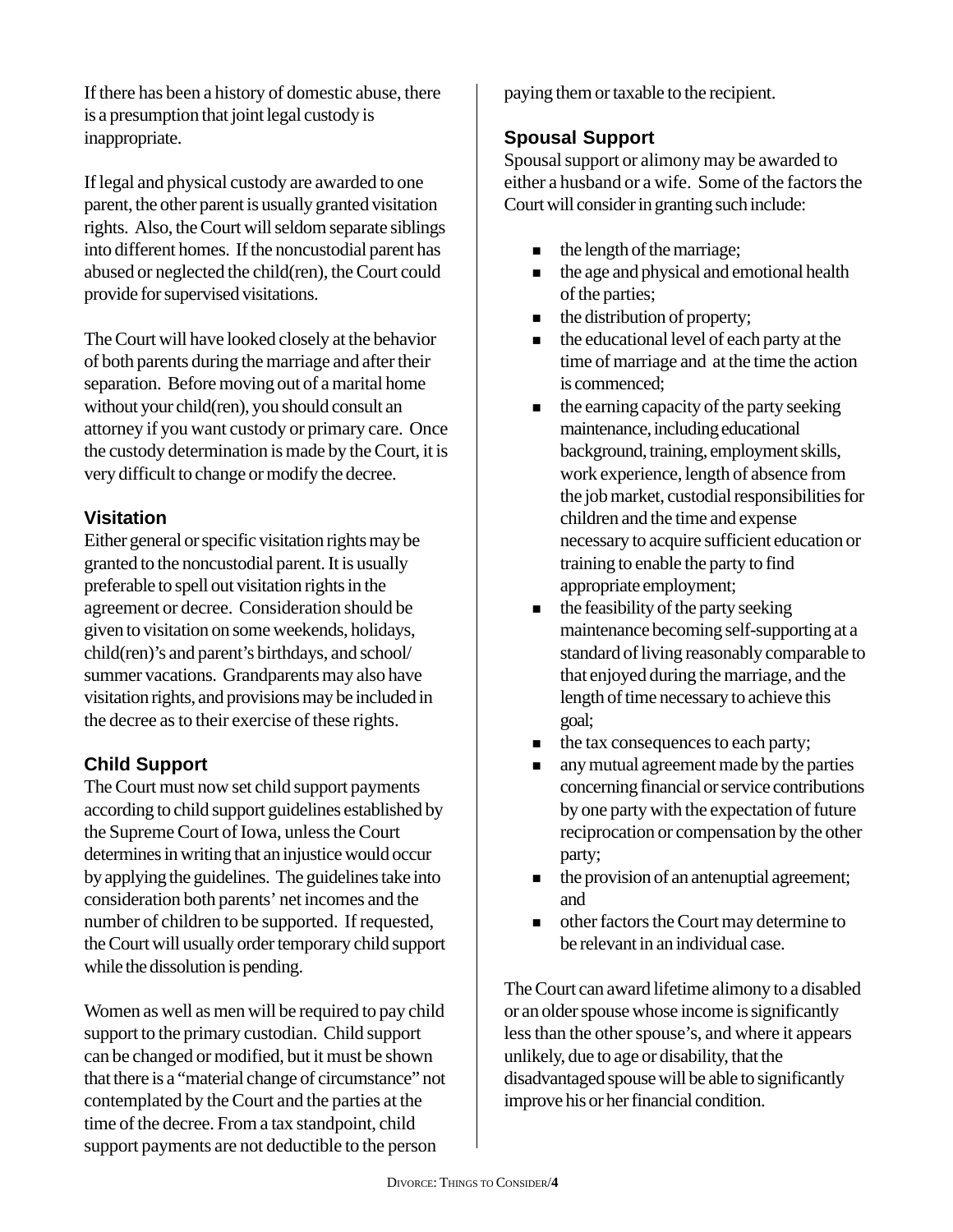If there has been a history of domestic abuse, there is a presumption that joint legal custody is inappropriate.

If legal and physical custody are awarded to one parent, the other parent is usually granted visitation rights. Also, the Court will seldom separate siblings into different homes. If the noncustodial parent has abused or neglected the child(ren), the Court could provide for supervised visitations.

The Court will have looked closely at the behavior of both parents during the marriage and after their separation. Before moving out of a marital home without your child(ren), you should consult an attorney if you want custody or primary care. Once the custody determination is made by the Court, it is very difficult to change or modify the decree.

### Visitation

Either general or specific visitation rights may be granted to the noncustodial parent. It is usually preferable to spell out visitation rights in the agreement or decree. Consideration should be given to visitation on some weekends, holidays, child(ren)'s and parent's birthdays, and school/ summer vacations. Grandparents may also have visitation rights, and provisions may be included in the decree as to their exercise of these rights.

### Child Support

The Court must now set child support payments according to child support guidelines established by the Supreme Court of Iowa, unless the Court determines in writing that an injustice would occur by applying the guidelines. The guidelines take into consideration both parents' net incomes and the number of children to be supported. If requested, the Court will usually order temporary child support while the dissolution is pending.

Women as well as men will be required to pay child support to the primary custodian. Child support can be changed or modified, but it must be shown that there is a "material change of circumstance" not contemplated by the Court and the parties at the time of the decree. From a tax standpoint, child support payments are not deductible to the person paying them or taxable to the recipient.

### Spousal Support

Spousal support or alimony may be awarded to either a husband or a wife. Some of the factors the Court will consider in granting such include:

- the length of the marriage;
- the age and physical and emotional health of the parties;
- the distribution of property;
- the educational level of each party at the time of marriage and at the time the action is commenced;
- the earning capacity of the party seeking maintenance, including educational background, training, employment skills, work experience, length of absence from the job market, custodial responsibilities for children and the time and expense necessary to acquire sufficient education or training to enable the party to find appropriate employment;
- the feasibility of the party seeking maintenance becoming self-supporting at a standard of living reasonably comparable to that enjoyed during the marriage, and the length of time necessary to achieve this goal;
- the tax consequences to each party;
- any mutual agreement made by the parties concerning financial or service contributions by one party with the expectation of future reciprocation or compensation by the other party;
- the provision of an antenuptial agreement; and
- other factors the Court may determine to be relevant in an individual case.

The Court can award lifetime alimony to a disabled or an older spouse whose income is significantly less than the other spouse's, and where it appears unlikely, due to age or disability, that the disadvantaged spouse will be able to significantly improve his or her financial condition.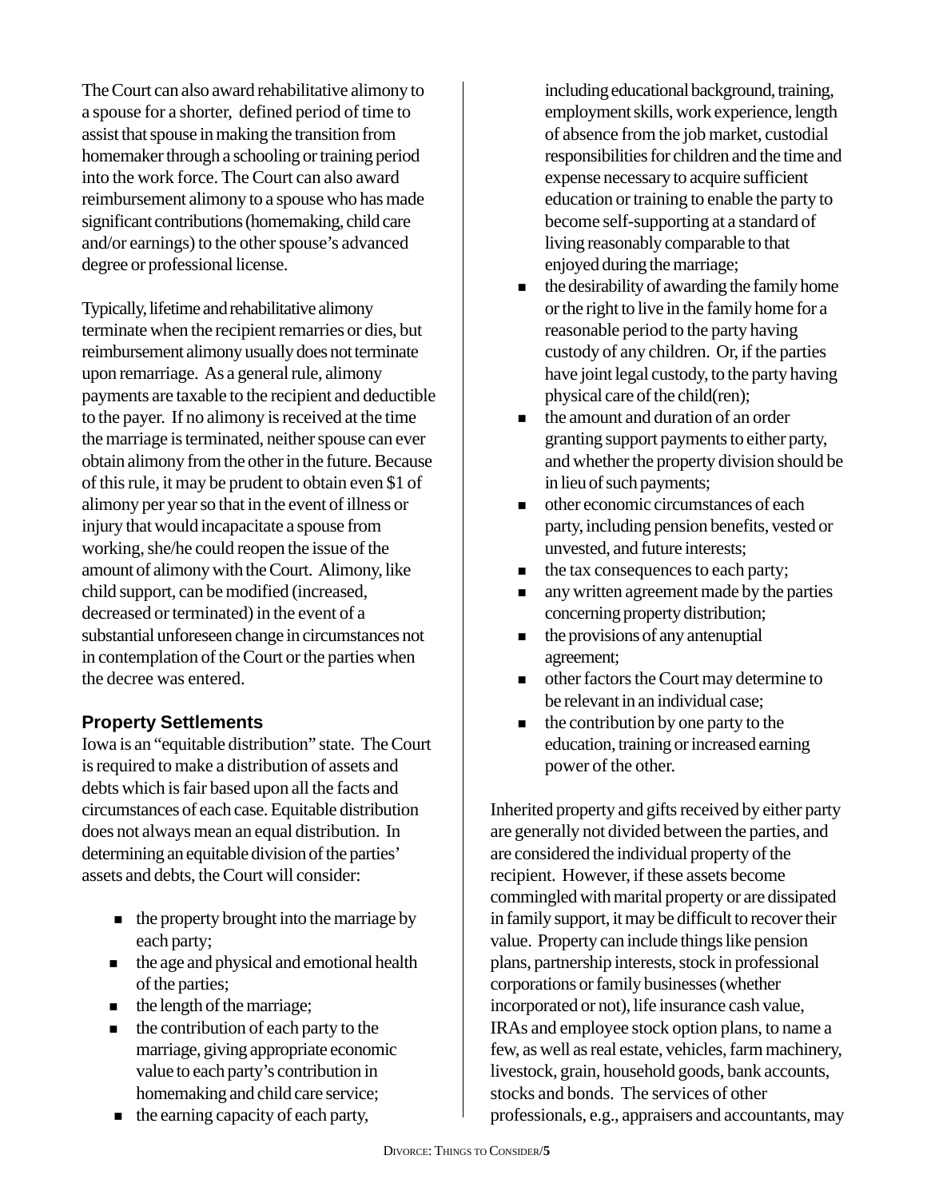The Court can also award rehabilitative alimony to a spouse for a shorter, defined period of time to assist that spouse in making the transition from homemaker through a schooling or training period into the work force. The Court can also award reimbursement alimony to a spouse who has made significant contributions (homemaking, child care and/or earnings) to the other spouse's advanced degree or professional license.

Typically, lifetime and rehabilitative alimony terminate when the recipient remarries or dies, but reimbursement alimony usually does not terminate upon remarriage. As a general rule, alimony payments are taxable to the recipient and deductible to the payer. If no alimony is received at the time the marriage is terminated, neither spouse can ever obtain alimony from the other in the future. Because of this rule, it may be prudent to obtain even $1 of alimony per year so that in the event of illness or injury that would incapacitate a spouse from working, she/he could reopen the issue of the amount of alimony with the Court. Alimony, like child support, can be modified (increased, decreased or terminated) in the event of a substantial unforeseen change in circumstances not in contemplation of the Court or the parties when the decree was entered.

### Property Settlements

Iowa is an "equitable distribution" state. The Court is required to make a distribution of assets and debts which is fair based upon all the facts and circumstances of each case. Equitable distribution does not always mean an equal distribution. In determining an equitable division of the parties' assets and debts, the Court will consider:

- the property brought into the marriage by each party;
- the age and physical and emotional health of the parties;
- the length of the marriage;
- the contribution of each party to the marriage, giving appropriate economic value to each party's contribution in homemaking and child care service;
- the earning capacity of each party, including educational background, training, employment skills, work experience, length of absence from the job market, custodial responsibilities for children and the time and expense necessary to acquire sufficient education or training to enable the party to become self-supporting at a standard of living reasonably comparable to that enjoyed during the marriage;
- the desirability of awarding the family home or the right to live in the family home for a reasonable period to the party having custody of any children. Or, if the parties have joint legal custody, to the party having physical care of the child(ren);
- the amount and duration of an order granting support payments to either party, and whether the property division should be in lieu of such payments;
- other economic circumstances of each party, including pension benefits, vested or unvested, and future interests;
- the tax consequences to each party;
- any written agreement made by the parties concerning property distribution;
- the provisions of any antenuptial agreement;
- other factors the Court may determine to be relevant in an individual case;
- the contribution by one party to the education, training or increased earning power of the other.

Inherited property and gifts received by either party are generally not divided between the parties, and are considered the individual property of the recipient. However, if these assets become commingled with marital property or are dissipated in family support, it may be difficult to recover their value. Property can include things like pension plans, partnership interests, stock in professional corporations or family businesses (whether incorporated or not), life insurance cash value, IRAs and employee stock option plans, to name a few, as well as real estate, vehicles, farm machinery, livestock, grain, household goods, bank accounts, stocks and bonds. The services of other professionals, e.g., appraisers and accountants, may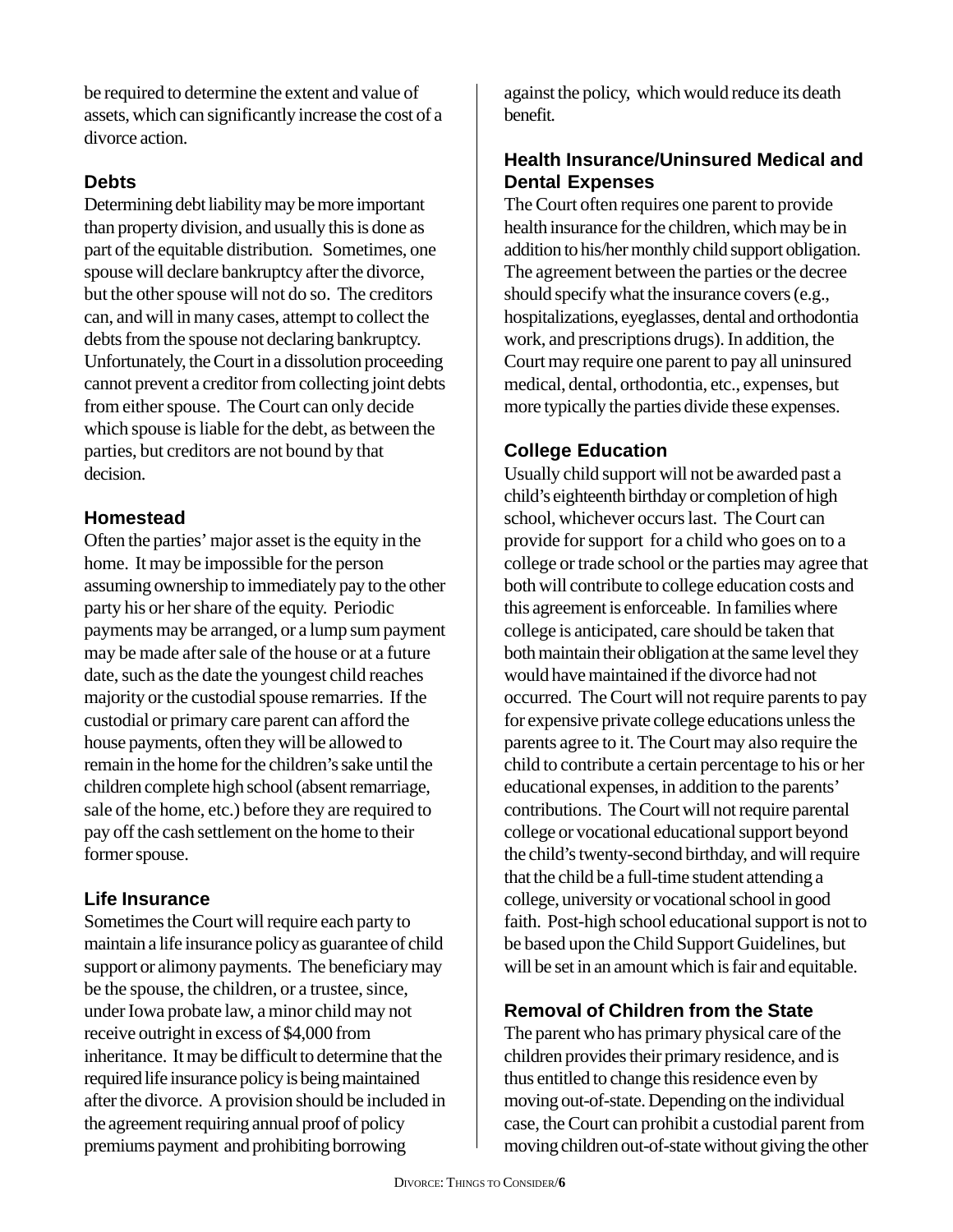be required to determine the extent and value of assets, which can significantly increase the cost of a divorce action.

### Debts

Determining debt liability may be more important than property division, and usually this is done as part of the equitable distribution. Sometimes, one spouse will declare bankruptcy after the divorce, but the other spouse will not do so. The creditors can, and will in many cases, attempt to collect the debts from the spouse not declaring bankruptcy. Unfortunately, the Court in a dissolution proceeding cannot prevent a creditor from collecting joint debts from either spouse. The Court can only decide which spouse is liable for the debt, as between the parties, but creditors are not bound by that decision.

### Homestead

Often the parties' major asset is the equity in the home. It may be impossible for the person assuming ownership to immediately pay to the other party his or her share of the equity. Periodic payments may be arranged, or a lump sum payment may be made after sale of the house or at a future date, such as the date the youngest child reaches majority or the custodial spouse remarries. If the custodial or primary care parent can afford the house payments, often they will be allowed to remain in the home for the children's sake until the children complete high school (absent remarriage, sale of the home, etc.) before they are required to pay off the cash settlement on the home to their former spouse.

### Life Insurance

Sometimes the Court will require each party to maintain a life insurance policy as guarantee of child support or alimony payments. The beneficiary may be the spouse, the children, or a trustee, since, under Iowa probate law, a minor child may not receive outright in excess of $4,000 from inheritance. It may be difficult to determine that the required life insurance policy is being maintained after the divorce. A provision should be included in the agreement requiring annual proof of policy premiums payment and prohibiting borrowing against the policy, which would reduce its death benefit.

### Health Insurance/Uninsured Medical and Dental Expenses

The Court often requires one parent to provide health insurance for the children, which may be in addition to his/her monthly child support obligation. The agreement between the parties or the decree should specify what the insurance covers (e.g., hospitalizations, eyeglasses, dental and orthodontia work, and prescriptions drugs). In addition, the Court may require one parent to pay all uninsured medical, dental, orthodontia, etc., expenses, but more typically the parties divide these expenses.

### College Education

Usually child support will not be awarded past a child's eighteenth birthday or completion of high school, whichever occurs last. The Court can provide for support for a child who goes on to a college or trade school or the parties may agree that both will contribute to college education costs and this agreement is enforceable. In families where college is anticipated, care should be taken that both maintain their obligation at the same level they would have maintained if the divorce had not occurred. The Court will not require parents to pay for expensive private college educations unless the parents agree to it. The Court may also require the child to contribute a certain percentage to his or her educational expenses, in addition to the parents' contributions. The Court will not require parental college or vocational educational support beyond the child's twenty-second birthday, and will require that the child be a full-time student attending a college, university or vocational school in good faith. Post-high school educational support is not to be based upon the Child Support Guidelines, but will be set in an amount which is fair and equitable.

### Removal of Children from the State

The parent who has primary physical care of the children provides their primary residence, and is thus entitled to change this residence even by moving out-of-state. Depending on the individual case, the Court can prohibit a custodial parent from moving children out-of-state without giving the other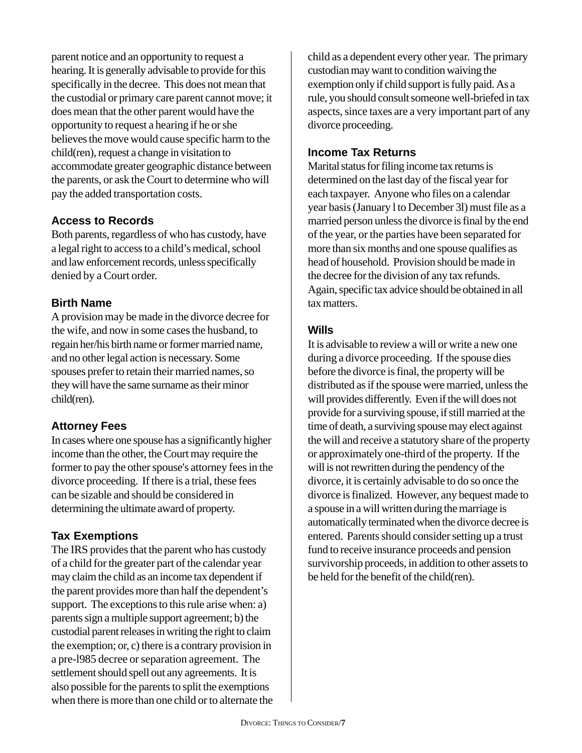parent notice and an opportunity to request a hearing. It is generally advisable to provide for this specifically in the decree. This does not mean that the custodial or primary care parent cannot move; it does mean that the other parent would have the opportunity to request a hearing if he or she believes the move would cause specific harm to the child(ren), request a change in visitation to accommodate greater geographic distance between the parents, or ask the Court to determine who will pay the added transportation costs.

### Access to Records

Both parents, regardless of who has custody, have a legal right to access to a child's medical, school and law enforcement records, unless specifically denied by a Court order.

### Birth Name

A provision may be made in the divorce decree for the wife, and now in some cases the husband, to regain her/his birth name or former married name, and no other legal action is necessary. Some spouses prefer to retain their married names, so they will have the same surname as their minor child(ren).

### Attorney Fees

In cases where one spouse has a significantly higher income than the other, the Court may require the former to pay the other spouse's attorney fees in the divorce proceeding. If there is a trial, these fees can be sizable and should be considered in determining the ultimate award of property.

### Tax Exemptions

The IRS provides that the parent who has custody of a child for the greater part of the calendar year may claim the child as an income tax dependent if the parent provides more than half the dependent's support. The exceptions to this rule arise when: a) parents sign a multiple support agreement; b) the custodial parent releases in writing the right to claim the exemption; or, c) there is a contrary provision in a pre-l985 decree or separation agreement. The settlement should spell out any agreements. It is also possible for the parents to split the exemptions when there is more than one child or to alternate the child as a dependent every other year. The primary custodian may want to condition waiving the exemption only if child support is fully paid. As a rule, you should consult someone well-briefed in tax aspects, since taxes are a very important part of any divorce proceeding.

### Income Tax Returns

Marital status for filing income tax returns is determined on the last day of the fiscal year for each taxpayer. Anyone who files on a calendar year basis (January l to December 3l) must file as a married person unless the divorce is final by the end of the year, or the parties have been separated for more than six months and one spouse qualifies as head of household. Provision should be made in the decree for the division of any tax refunds. Again, specific tax advice should be obtained in all tax matters.

### Wills

It is advisable to review a will or write a new one during a divorce proceeding. If the spouse dies before the divorce is final, the property will be distributed as if the spouse were married, unless the will provides differently. Even if the will does not provide for a surviving spouse, if still married at the time of death, a surviving spouse may elect against the will and receive a statutory share of the property or approximately one-third of the property. If the will is not rewritten during the pendency of the divorce, it is certainly advisable to do so once the divorce is finalized. However, any bequest made to a spouse in a will written during the marriage is automatically terminated when the divorce decree is entered. Parents should consider setting up a trust fund to receive insurance proceeds and pension survivorship proceeds, in addition to other assets to be held for the benefit of the child(ren).